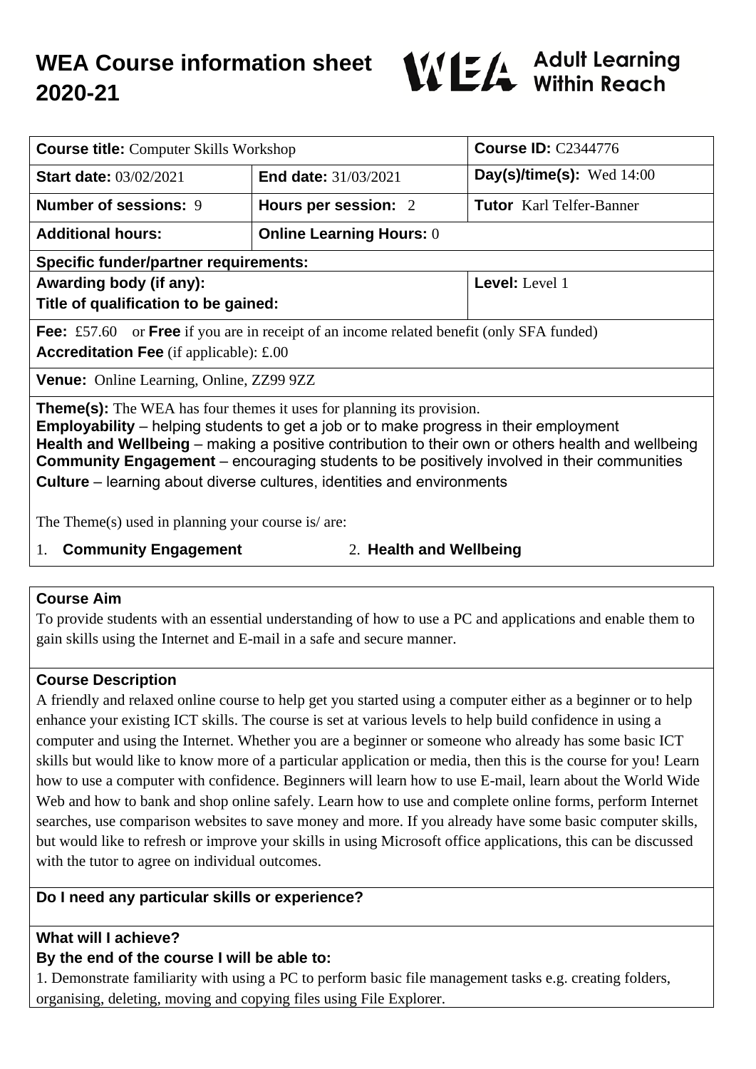# WEA Course information sheet 2020-21

WEA Adult Learning Within Reach

| **Course title:** Computer Skills Workshop | | **Course ID:** C2344776 |
|---|---|---|
| **Start date:** 03/02/2021 | **End date:** 31/03/2021 | **Day(s)/time(s):** Wed 14:00 |
| **Number of sessions:** 9 | **Hours per session:** 2 | **Tutor** Karl Telfer-Banner |
| **Additional hours:** | **Online Learning Hours:** 0 | |
| **Specific funder/partner requirements:** | | |
| **Awarding body (if any):** **Title of qualification to be gained:** | | **Level:** Level 1 |
| **Fee:** £57.60 or **Free** if you are in receipt of an income related benefit (only SFA funded) **Accreditation Fee** (if applicable): £.00 | | |
| **Venue:** Online Learning, Online, ZZ99 9ZZ | | |

**Theme(s):** The WEA has four themes it uses for planning its provision.
**Employability** – helping students to get a job or to make progress in their employment
**Health and Wellbeing** – making a positive contribution to their own or others health and wellbeing
**Community Engagement** – encouraging students to be positively involved in their communities
**Culture** – learning about diverse cultures, identities and environments

The Theme(s) used in planning your course is/ are:

1. **Community Engagement**
2. **Health and Wellbeing**

## Course Aim

To provide students with an essential understanding of how to use a PC and applications and enable them to gain skills using the Internet and E-mail in a safe and secure manner.

## Course Description

A friendly and relaxed online course to help get you started using a computer either as a beginner or to help enhance your existing ICT skills. The course is set at various levels to help build confidence in using a computer and using the Internet. Whether you are a beginner or someone who already has some basic ICT skills but would like to know more of a particular application or media, then this is the course for you! Learn how to use a computer with confidence. Beginners will learn how to use E-mail, learn about the World Wide Web and how to bank and shop online safely. Learn how to use and complete online forms, perform Internet searches, use comparison websites to save money and more. If you already have some basic computer skills, but would like to refresh or improve your skills in using Microsoft office applications, this can be discussed with the tutor to agree on individual outcomes.

## Do I need any particular skills or experience?

## What will I achieve?

**By the end of the course I will be able to:**

1. Demonstrate familiarity with using a PC to perform basic file management tasks e.g. creating folders, organising, deleting, moving and copying files using File Explorer.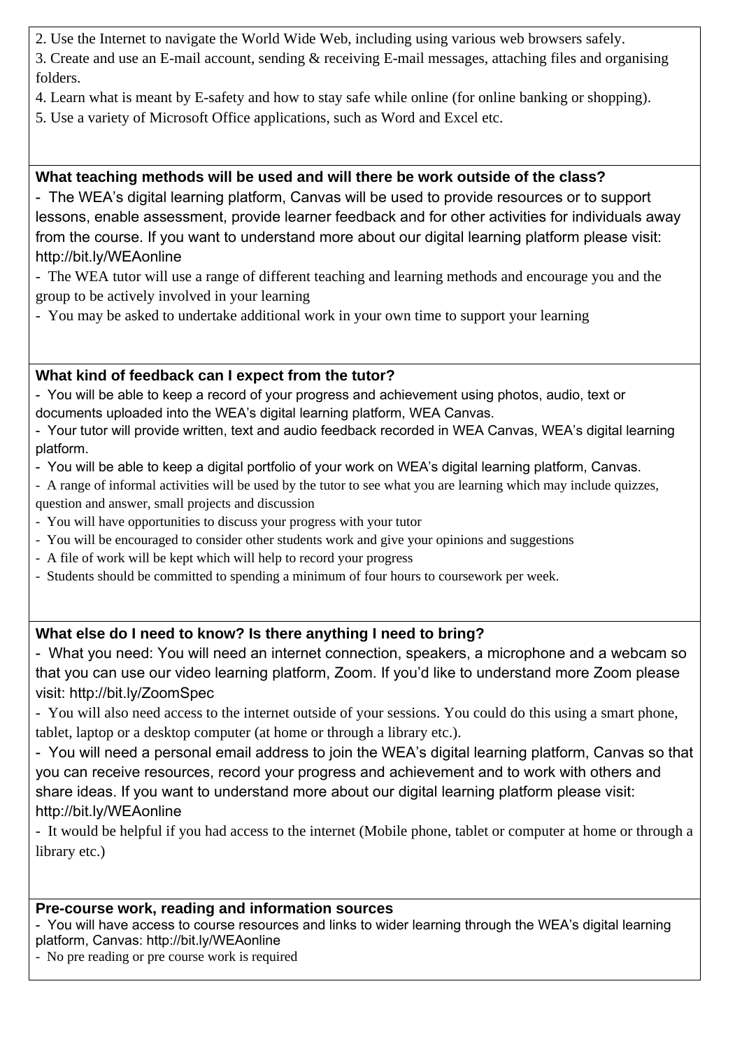2. Use the Internet to navigate the World Wide Web, including using various web browsers safely.
3. Create and use an E-mail account, sending & receiving E-mail messages, attaching files and organising folders.
4. Learn what is meant by E-safety and how to stay safe while online (for online banking or shopping).
5. Use a variety of Microsoft Office applications, such as Word and Excel etc.

**What teaching methods will be used and will there be work outside of the class?**

- The WEA's digital learning platform, Canvas will be used to provide resources or to support lessons, enable assessment, provide learner feedback and for other activities for individuals away from the course. If you want to understand more about our digital learning platform please visit: http://bit.ly/WEAonline
- The WEA tutor will use a range of different teaching and learning methods and encourage you and the group to be actively involved in your learning
- You may be asked to undertake additional work in your own time to support your learning

**What kind of feedback can I expect from the tutor?**

- You will be able to keep a record of your progress and achievement using photos, audio, text or documents uploaded into the WEA's digital learning platform, WEA Canvas.
- Your tutor will provide written, text and audio feedback recorded in WEA Canvas, WEA's digital learning platform.
- You will be able to keep a digital portfolio of your work on WEA's digital learning platform, Canvas.
- A range of informal activities will be used by the tutor to see what you are learning which may include quizzes, question and answer, small projects and discussion
- You will have opportunities to discuss your progress with your tutor
- You will be encouraged to consider other students work and give your opinions and suggestions
- A file of work will be kept which will help to record your progress
- Students should be committed to spending a minimum of four hours to coursework per week.

**What else do I need to know? Is there anything I need to bring?**

- What you need: You will need an internet connection, speakers, a microphone and a webcam so that you can use our video learning platform, Zoom. If you'd like to understand more Zoom please visit: http://bit.ly/ZoomSpec
- You will also need access to the internet outside of your sessions. You could do this using a smart phone, tablet, laptop or a desktop computer (at home or through a library etc.).
- You will need a personal email address to join the WEA's digital learning platform, Canvas so that you can receive resources, record your progress and achievement and to work with others and share ideas. If you want to understand more about our digital learning platform please visit: http://bit.ly/WEAonline
- It would be helpful if you had access to the internet (Mobile phone, tablet or computer at home or through a library etc.)

**Pre-course work, reading and information sources**

- You will have access to course resources and links to wider learning through the WEA's digital learning platform, Canvas: http://bit.ly/WEAonline
- No pre reading or pre course work is required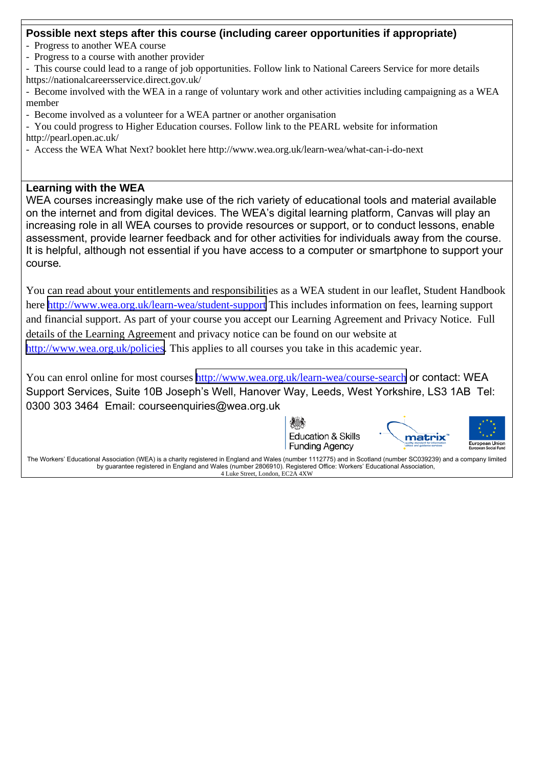## Possible next steps after this course (including career opportunities if appropriate)

- Progress to another WEA course
- Progress to a course with another provider
- This course could lead to a range of job opportunities. Follow link to National Careers Service for more details https://nationalcareersservice.direct.gov.uk/
- Become involved with the WEA in a range of voluntary work and other activities including campaigning as a WEA member
- Become involved as a volunteer for a WEA partner or another organisation
- You could progress to Higher Education courses. Follow link to the PEARL website for information http://pearl.open.ac.uk/
- Access the WEA What Next? booklet here http://www.wea.org.uk/learn-wea/what-can-i-do-next

## Learning with the WEA

WEA courses increasingly make use of the rich variety of educational tools and material available on the internet and from digital devices. The WEA's digital learning platform, Canvas will play an increasing role in all WEA courses to provide resources or support, or to conduct lessons, enable assessment, provide learner feedback and for other activities for individuals away from the course. It is helpful, although not essential if you have access to a computer or smartphone to support your course.

You can read about your entitlements and responsibilities as a WEA student in our leaflet, Student Handbook here http://www.wea.org.uk/learn-wea/student-support This includes information on fees, learning support and financial support. As part of your course you accept our Learning Agreement and Privacy Notice. Full details of the Learning Agreement and privacy notice can be found on our website at http://www.wea.org.uk/policies. This applies to all courses you take in this academic year.

You can enrol online for most courses http://www.wea.org.uk/learn-wea/course-search or contact: WEA Support Services, Suite 10B Joseph's Well, Hanover Way, Leeds, West Yorkshire, LS3 1AB Tel: 0300 303 3464 Email: courseenquiries@wea.org.uk

Education & Skills Funding Agency

matrix

European Union European Social Fund

The Workers' Educational Association (WEA) is a charity registered in England and Wales (number 1112775) and in Scotland (number SC039239) and a company limited by guarantee registered in England and Wales (number 2806910). Registered Office: Workers' Educational Association, 4 Luke Street, London, EC2A 4XW